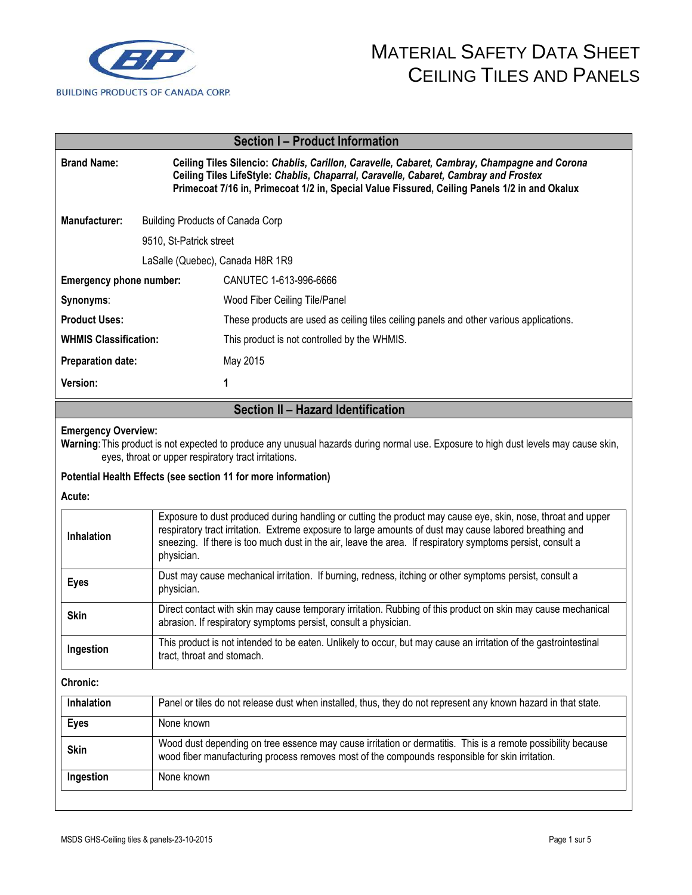BUILDING PRODUCTS OF CANADA CORP.

# MATERIAL SAFETY DATA SHEET
# CEILING TILES AND PANELS

## Section I – Product Information

**Brand Name:**

**Ceiling Tiles Silencio: *Chablis, Carillon, Caravelle, Cabaret, Cambray, Champagne and Corona***
**Ceiling Tiles LifeStyle: *Chablis, Chaparral, Caravelle, Cabaret, Cambray and Frostex***
**Primecoat 7/16 in, Primecoat 1/2 in, Special Value Fissured, Ceiling Panels 1/2 in and Okalux**

**Manufacturer:** Building Products of Canada Corp
9510, St-Patrick street
LaSalle (Quebec), Canada H8R 1R9

| | |
|---|---|
| **Emergency phone number:** | CANUTEC 1-613-996-6666 |
| **Synonyms**: | Wood Fiber Ceiling Tile/Panel |
| **Product Uses:** | These products are used as ceiling tiles ceiling panels and other various applications. |
| **WHMIS Classification:** | This product is not controlled by the WHMIS. |
| **Preparation date:** | May 2015 |
| **Version:** | **1** |

## Section II – Hazard Identification

**Emergency Overview:**

**Warning**: This product is not expected to produce any unusual hazards during normal use. Exposure to high dust levels may cause skin, eyes, throat or upper respiratory tract irritations.

**Potential Health Effects (see section 11 for more information)**

**Acute:**

| | |
|---|---|
| **Inhalation** | Exposure to dust produced during handling or cutting the product may cause eye, skin, nose, throat and upper respiratory tract irritation. Extreme exposure to large amounts of dust may cause labored breathing and sneezing. If there is too much dust in the air, leave the area. If respiratory symptoms persist, consult a physician. |
| **Eyes** | Dust may cause mechanical irritation. If burning, redness, itching or other symptoms persist, consult a physician. |
| **Skin** | Direct contact with skin may cause temporary irritation. Rubbing of this product on skin may cause mechanical abrasion. If respiratory symptoms persist, consult a physician. |
| **Ingestion** | This product is not intended to be eaten. Unlikely to occur, but may cause an irritation of the gastrointestinal tract, throat and stomach. |

**Chronic:**

| | |
|---|---|
| **Inhalation** | Panel or tiles do not release dust when installed, thus, they do not represent any known hazard in that state. |
| **Eyes** | None known |
| **Skin** | Wood dust depending on tree essence may cause irritation or dermatitis. This is a remote possibility because wood fiber manufacturing process removes most of the compounds responsible for skin irritation. |
| **Ingestion** | None known |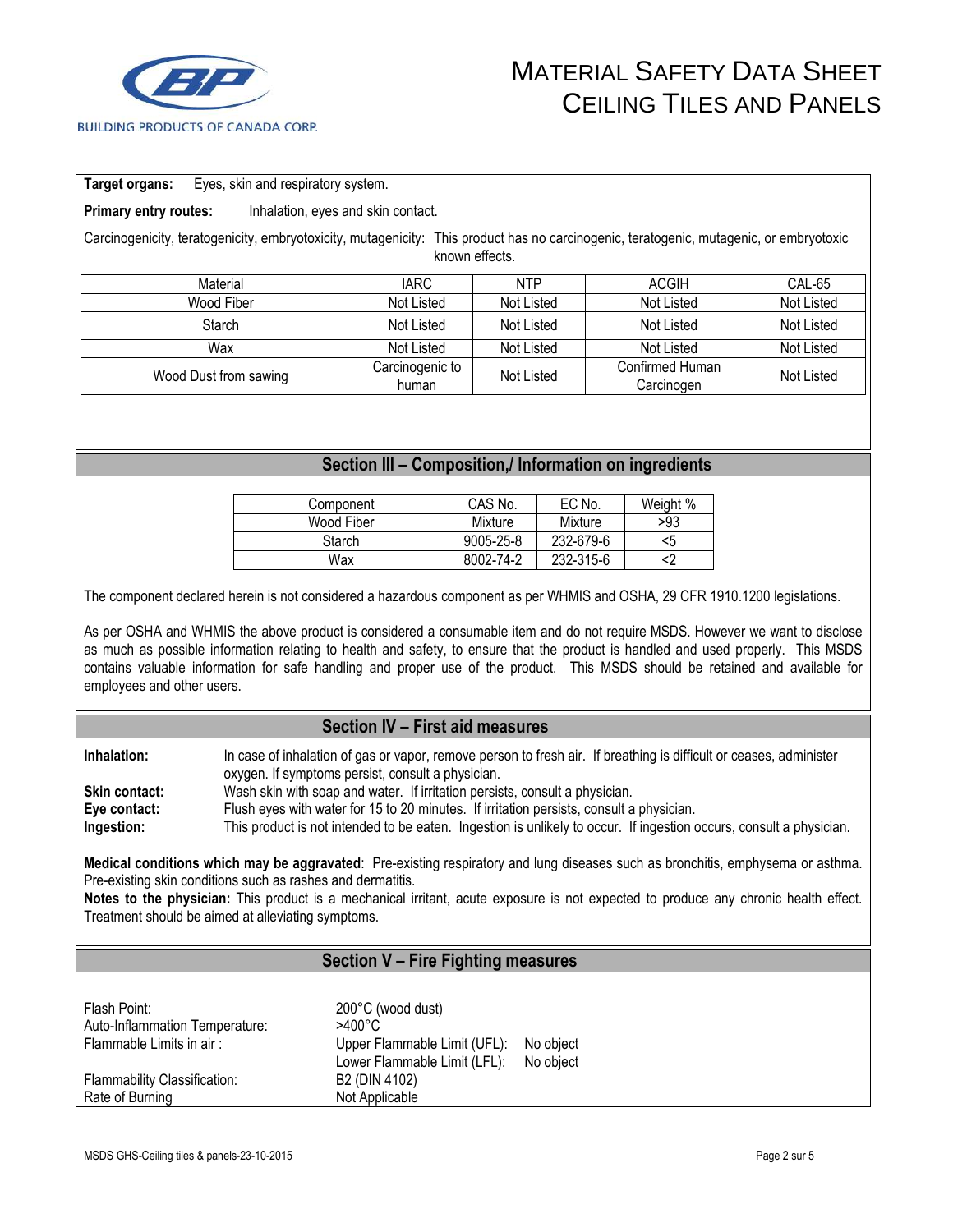**Target organs:** Eyes, skin and respiratory system.

**Primary entry routes:** Inhalation, eyes and skin contact.

Carcinogenicity, teratogenicity, embryotoxicity, mutagenicity: This product has no carcinogenic, teratogenic, mutagenic, or embryotoxic known effects.

| Material | IARC | NTP | ACGIH | CAL-65 |
|---|---|---|---|---|
| Wood Fiber | Not Listed | Not Listed | Not Listed | Not Listed |
| Starch | Not Listed | Not Listed | Not Listed | Not Listed |
| Wax | Not Listed | Not Listed | Not Listed | Not Listed |
| Wood Dust from sawing | Carcinogenic to human | Not Listed | Confirmed Human Carcinogen | Not Listed |

## Section III – Composition,/ Information on ingredients

| Component | CAS No. | EC No. | Weight % |
|---|---|---|---|
| Wood Fiber | Mixture | Mixture | >93 |
| Starch | 9005-25-8 | 232-679-6 | <5 |
| Wax | 8002-74-2 | 232-315-6 | <2 |

The component declared herein is not considered a hazardous component as per WHMIS and OSHA, 29 CFR 1910.1200 legislations.

As per OSHA and WHMIS the above product is considered a consumable item and do not require MSDS. However we want to disclose as much as possible information relating to health and safety, to ensure that the product is handled and used properly. This MSDS contains valuable information for safe handling and proper use of the product. This MSDS should be retained and available for employees and other users.

## Section IV – First aid measures

**Inhalation:** In case of inhalation of gas or vapor, remove person to fresh air. If breathing is difficult or ceases, administer oxygen. If symptoms persist, consult a physician.

**Skin contact:** Wash skin with soap and water. If irritation persists, consult a physician.

**Eye contact:** Flush eyes with water for 15 to 20 minutes. If irritation persists, consult a physician.

**Ingestion:** This product is not intended to be eaten. Ingestion is unlikely to occur. If ingestion occurs, consult a physician.

**Medical conditions which may be aggravated**: Pre-existing respiratory and lung diseases such as bronchitis, emphysema or asthma. Pre-existing skin conditions such as rashes and dermatitis.

**Notes to the physician:** This product is a mechanical irritant, acute exposure is not expected to produce any chronic health effect. Treatment should be aimed at alleviating symptoms.

## Section V – Fire Fighting measures

| | |
|---|---|
| Flash Point: | 200°C (wood dust) |
| Auto-Inflammation Temperature: | >400°C |
| Flammable Limits in air : | Upper Flammable Limit (UFL): No object |
| | Lower Flammable Limit (LFL): No object |
| Flammability Classification: | B2 (DIN 4102) |
| Rate of Burning | Not Applicable |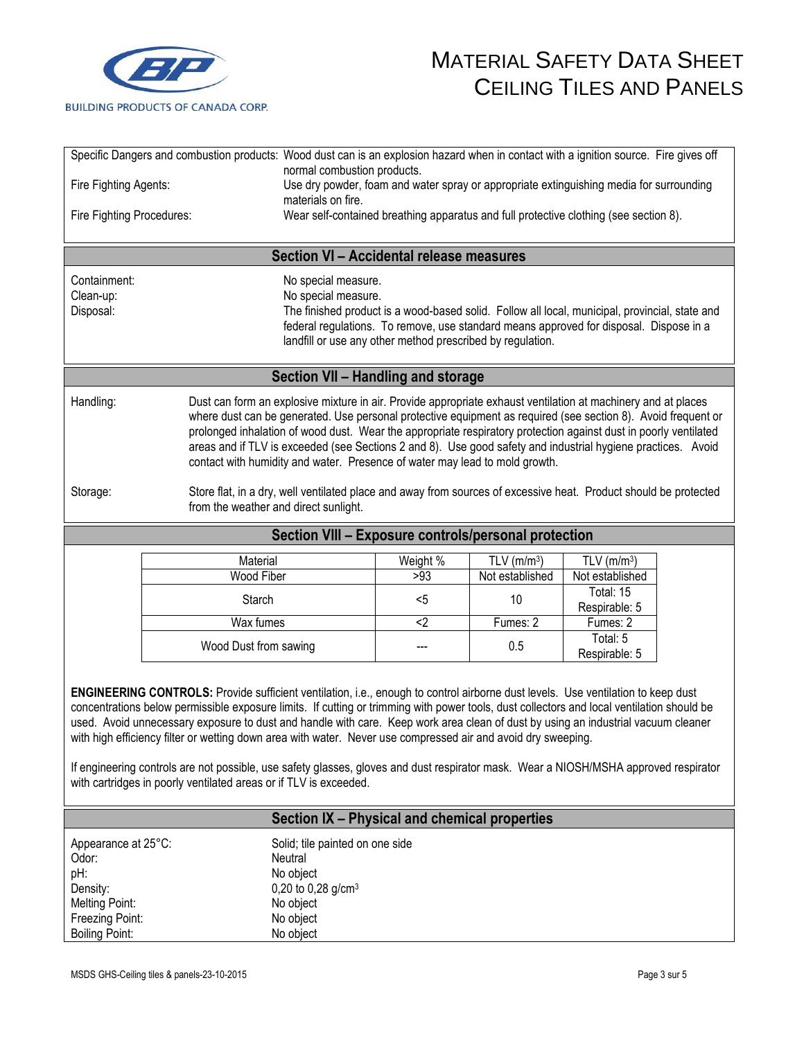# MATERIAL SAFETY DATA SHEET
## CEILING TILES AND PANELS

BUILDING PRODUCTS OF CANADA CORP.

Specific Dangers and combustion products: Wood dust can is an explosion hazard when in contact with a ignition source. Fire gives off normal combustion products.

Fire Fighting Agents: Use dry powder, foam and water spray or appropriate extinguishing media for surrounding materials on fire.

Fire Fighting Procedures: Wear self-contained breathing apparatus and full protective clothing (see section 8).

## Section VI – Accidental release measures

Containment: No special measure.

Clean-up: No special measure.

Disposal: The finished product is a wood-based solid. Follow all local, municipal, provincial, state and federal regulations. To remove, use standard means approved for disposal. Dispose in a landfill or use any other method prescribed by regulation.

## Section VII – Handling and storage

Handling: Dust can form an explosive mixture in air. Provide appropriate exhaust ventilation at machinery and at places where dust can be generated. Use personal protective equipment as required (see section 8). Avoid frequent or prolonged inhalation of wood dust. Wear the appropriate respiratory protection against dust in poorly ventilated areas and if TLV is exceeded (see Sections 2 and 8). Use good safety and industrial hygiene practices. Avoid contact with humidity and water. Presence of water may lead to mold growth.

Storage: Store flat, in a dry, well ventilated place and away from sources of excessive heat. Product should be protected from the weather and direct sunlight.

## Section VIII – Exposure controls/personal protection

| Material | Weight % | TLV (m/m$^3$) | TLV (m/m$^3$) |
|---|---|---|---|
| Wood Fiber | >93 | Not established | Not established |
| Starch | <5 | 10 | Total: 15<br>Respirable: 5 |
| Wax fumes | <2 | Fumes: 2 | Fumes: 2 |
| Wood Dust from sawing | --- | 0.5 | Total: 5<br>Respirable: 5 |

**ENGINEERING CONTROLS:** Provide sufficient ventilation, i.e., enough to control airborne dust levels. Use ventilation to keep dust concentrations below permissible exposure limits. If cutting or trimming with power tools, dust collectors and local ventilation should be used. Avoid unnecessary exposure to dust and handle with care. Keep work area clean of dust by using an industrial vacuum cleaner with high efficiency filter or wetting down area with water. Never use compressed air and avoid dry sweeping.

If engineering controls are not possible, use safety glasses, gloves and dust respirator mask. Wear a NIOSH/MSHA approved respirator with cartridges in poorly ventilated areas or if TLV is exceeded.

## Section IX – Physical and chemical properties

Appearance at 25°C: Solid; tile painted on one side

Odor: Neutral

pH: No object

Density: 0,20 to 0,28 g/cm$^3$

Melting Point: No object

Freezing Point: No object

Boiling Point: No object

MSDS GHS-Ceiling tiles & panels-23-10-2015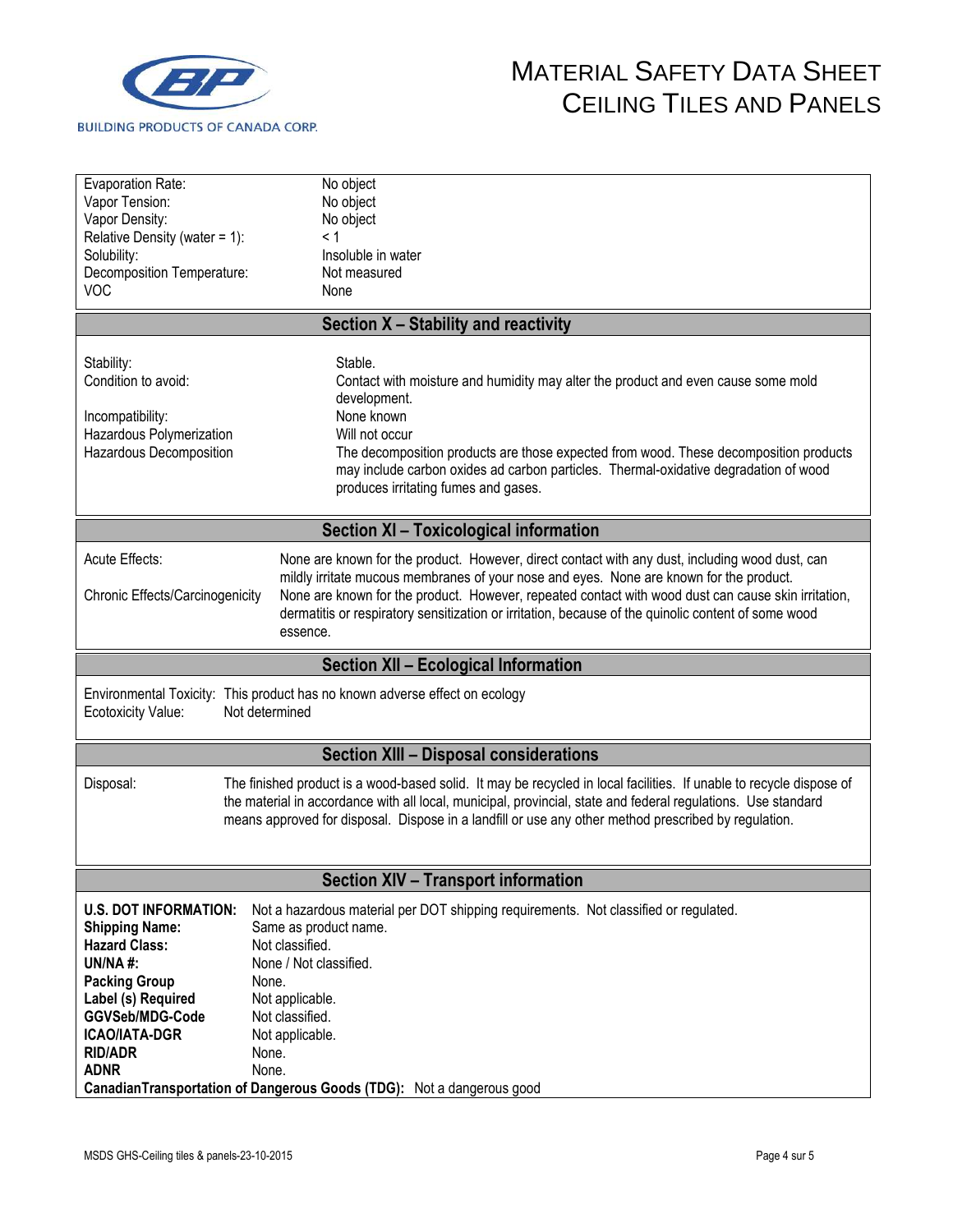| | |
|---|---|
| Evaporation Rate: | No object |
| Vapor Tension: | No object |
| Vapor Density: | No object |
| Relative Density (water = 1): | < 1 |
| Solubility: | Insoluble in water |
| Decomposition Temperature: | Not measured |
| VOC | None |

## Section X – Stability and reactivity

| | |
|---|---|
| Stability: | Stable. |
| Condition to avoid: | Contact with moisture and humidity may alter the product and even cause some mold development. |
| Incompatibility: | None known |
| Hazardous Polymerization | Will not occur |
| Hazardous Decomposition | The decomposition products are those expected from wood. These decomposition products may include carbon oxides ad carbon particles. Thermal-oxidative degradation of wood produces irritating fumes and gases. |

## Section XI – Toxicological information

| | |
|---|---|
| Acute Effects: | None are known for the product. However, direct contact with any dust, including wood dust, can mildly irritate mucous membranes of your nose and eyes. None are known for the product. |
| Chronic Effects/Carcinogenicity | None are known for the product. However, repeated contact with wood dust can cause skin irritation, dermatitis or respiratory sensitization or irritation, because of the quinolic content of some wood essence. |

## Section XII – Ecological Information

| | |
|---|---|
| Environmental Toxicity: | This product has no known adverse effect on ecology |
| Ecotoxicity Value: | Not determined |

## Section XIII – Disposal considerations

| | |
|---|---|
| Disposal: | The finished product is a wood-based solid. It may be recycled in local facilities. If unable to recycle dispose of the material in accordance with all local, municipal, provincial, state and federal regulations. Use standard means approved for disposal. Dispose in a landfill or use any other method prescribed by regulation. |

## Section XIV – Transport information

| | |
|---|---|
| **U.S. DOT INFORMATION:** | Not a hazardous material per DOT shipping requirements. Not classified or regulated. |
| **Shipping Name:** | Same as product name. |
| **Hazard Class:** | Not classified. |
| **UN/NA #:** | None / Not classified. |
| **Packing Group** | None. |
| **Label (s) Required** | Not applicable. |
| **GGVSeb/MDG-Code** | Not classified. |
| **ICAO/IATA-DGR** | Not applicable. |
| **RID/ADR** | None. |
| **ADNR** | None. |

**CanadianTransportation of Dangerous Goods (TDG):** Not a dangerous good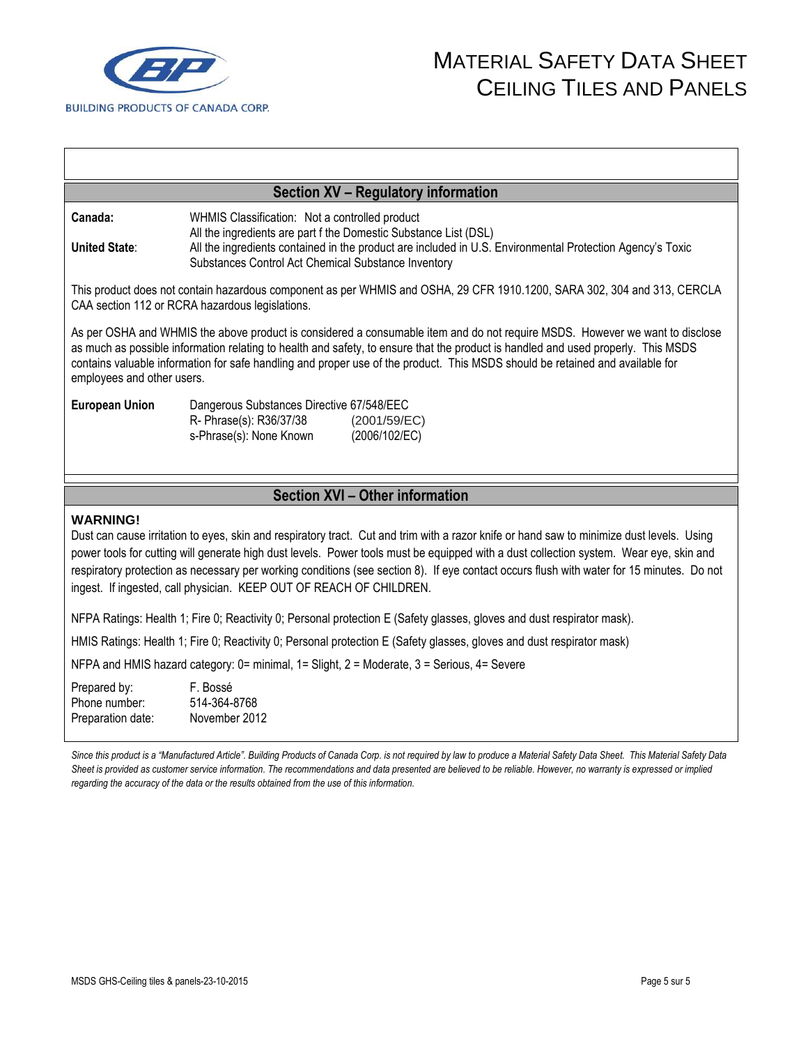## Section XV – Regulatory information

**Canada:** WHMIS Classification: Not a controlled product
All the ingredients are part f the Domestic Substance List (DSL)

**United State:** All the ingredients contained in the product are included in U.S. Environmental Protection Agency's Toxic Substances Control Act Chemical Substance Inventory

This product does not contain hazardous component as per WHMIS and OSHA, 29 CFR 1910.1200, SARA 302, 304 and 313, CERCLA CAA section 112 or RCRA hazardous legislations.

As per OSHA and WHMIS the above product is considered a consumable item and do not require MSDS. However we want to disclose as much as possible information relating to health and safety, to ensure that the product is handled and used properly. This MSDS contains valuable information for safe handling and proper use of the product. This MSDS should be retained and available for employees and other users.

**European Union** Dangerous Substances Directive 67/548/EEC
R- Phrase(s): R36/37/38 (2001/59/EC)
s-Phrase(s): None Known (2006/102/EC)

## Section XVI – Other information

**WARNING!**

Dust can cause irritation to eyes, skin and respiratory tract. Cut and trim with a razor knife or hand saw to minimize dust levels. Using power tools for cutting will generate high dust levels. Power tools must be equipped with a dust collection system. Wear eye, skin and respiratory protection as necessary per working conditions (see section 8). If eye contact occurs flush with water for 15 minutes. Do not ingest. If ingested, call physician. KEEP OUT OF REACH OF CHILDREN.

NFPA Ratings: Health 1; Fire 0; Reactivity 0; Personal protection E (Safety glasses, gloves and dust respirator mask).

HMIS Ratings: Health 1; Fire 0; Reactivity 0; Personal protection E (Safety glasses, gloves and dust respirator mask)

NFPA and HMIS hazard category: 0= minimal, 1= Slight, 2 = Moderate, 3 = Serious, 4= Severe

Prepared by: F. Bossé
Phone number: 514-364-8768
Preparation date: November 2012

*Since this product is a "Manufactured Article". Building Products of Canada Corp. is not required by law to produce a Material Safety Data Sheet. This Material Safety Data Sheet is provided as customer service information. The recommendations and data presented are believed to be reliable. However, no warranty is expressed or implied regarding the accuracy of the data or the results obtained from the use of this information.*